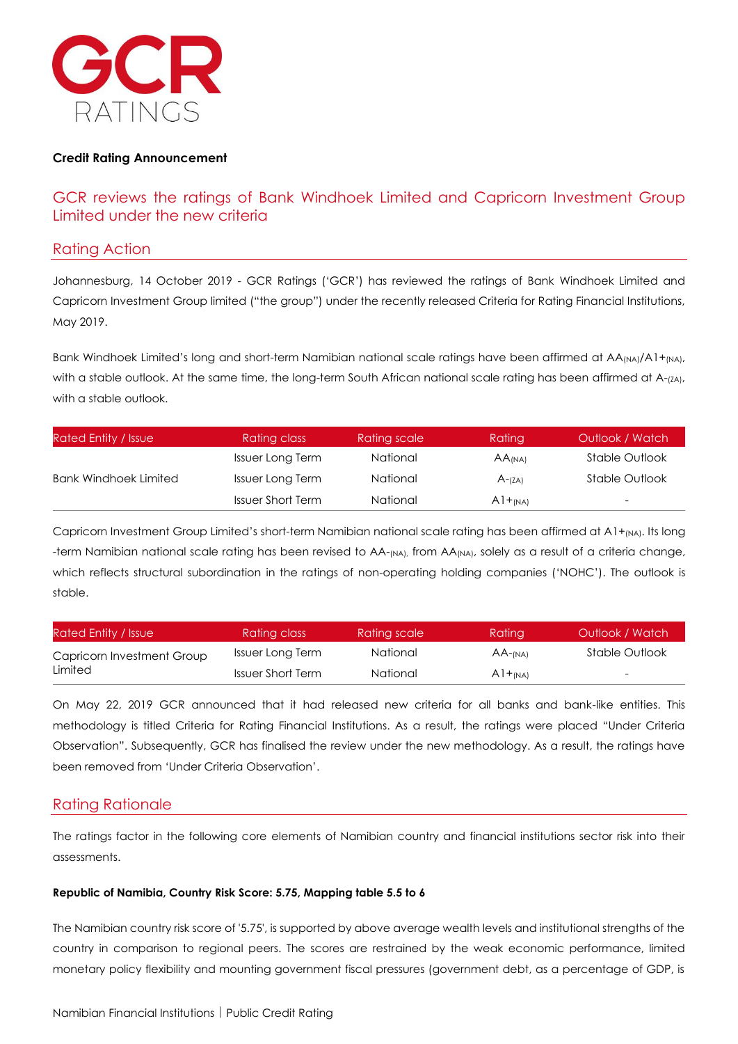**Credit Rating Announcement**

# GCR reviews the ratings of Bank Windhoek Limited and Capricorn Investment Group Limited under the new criteria

## Rating Action

Johannesburg, 14 October 2019 - GCR Ratings ('GCR') has reviewed the ratings of Bank Windhoek Limited and Capricorn Investment Group limited ("the group") under the recently released Criteria for Rating Financial Institutions, May 2019.

Bank Windhoek Limited's long and short-term Namibian national scale ratings have been affirmed at $AA_{(NA)}$/$A1+_{(NA)}$, with a stable outlook. At the same time, the long-term South African national scale rating has been affirmed at $A-_{(ZA)}$, with a stable outlook.

| Rated Entity / Issue | Rating class | Rating scale | Rating | Outlook / Watch |
|---|---|---|---|---|
| Bank Windhoek Limited | Issuer Long Term | National | $AA_{(NA)}$ | Stable Outlook |
| | Issuer Long Term | National | $A-_{(ZA)}$ | Stable Outlook |
| | Issuer Short Term | National | $A1+_{(NA)}$ | - |

Capricorn Investment Group Limited's short-term Namibian national scale rating has been affirmed at $A1+_{(NA)}$. Its long -term Namibian national scale rating has been revised to $AA-_{(NA)}$, from $AA_{(NA)}$, solely as a result of a criteria change, which reflects structural subordination in the ratings of non-operating holding companies ('NOHC'). The outlook is stable.

| Rated Entity / Issue | Rating class | Rating scale | Rating | Outlook / Watch |
|---|---|---|---|---|
| Capricorn Investment Group Limited | Issuer Long Term | National | $AA-_{(NA)}$ | Stable Outlook |
| | Issuer Short Term | National | $A1+_{(NA)}$ | - |

On May 22, 2019 GCR announced that it had released new criteria for all banks and bank-like entities. This methodology is titled Criteria for Rating Financial Institutions. As a result, the ratings were placed "Under Criteria Observation". Subsequently, GCR has finalised the review under the new methodology. As a result, the ratings have been removed from 'Under Criteria Observation'.

## Rating Rationale

The ratings factor in the following core elements of Namibian country and financial institutions sector risk into their assessments.

**Republic of Namibia, Country Risk Score: 5.75, Mapping table 5.5 to 6**

The Namibian country risk score of '5.75', is supported by above average wealth levels and institutional strengths of the country in comparison to regional peers. The scores are restrained by the weak economic performance, limited monetary policy flexibility and mounting government fiscal pressures (government debt, as a percentage of GDP, is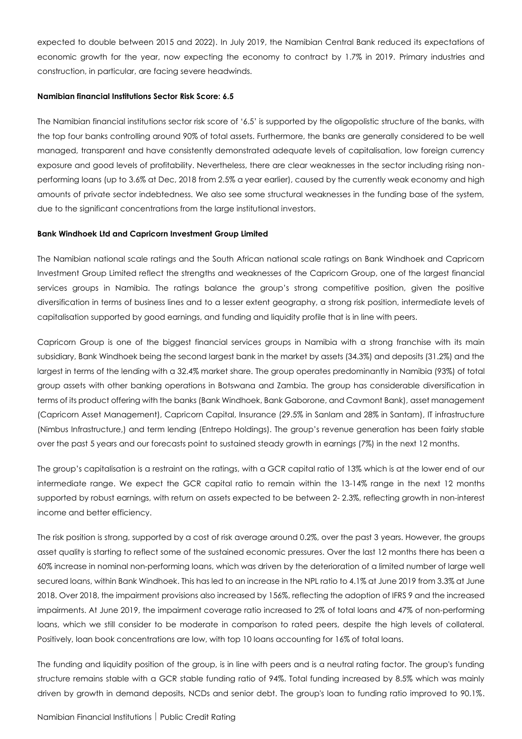expected to double between 2015 and 2022). In July 2019, the Namibian Central Bank reduced its expectations of economic growth for the year, now expecting the economy to contract by 1.7% in 2019. Primary industries and construction, in particular, are facing severe headwinds.

**Namibian financial Institutions Sector Risk Score: 6.5**

The Namibian financial institutions sector risk score of '6.5' is supported by the oligopolistic structure of the banks, with the top four banks controlling around 90% of total assets. Furthermore, the banks are generally considered to be well managed, transparent and have consistently demonstrated adequate levels of capitalisation, low foreign currency exposure and good levels of profitability. Nevertheless, there are clear weaknesses in the sector including rising non-performing loans (up to 3.6% at Dec, 2018 from 2.5% a year earlier), caused by the currently weak economy and high amounts of private sector indebtedness. We also see some structural weaknesses in the funding base of the system, due to the significant concentrations from the large institutional investors.

**Bank Windhoek Ltd and Capricorn Investment Group Limited**

The Namibian national scale ratings and the South African national scale ratings on Bank Windhoek and Capricorn Investment Group Limited reflect the strengths and weaknesses of the Capricorn Group, one of the largest financial services groups in Namibia. The ratings balance the group's strong competitive position, given the positive diversification in terms of business lines and to a lesser extent geography, a strong risk position, intermediate levels of capitalisation supported by good earnings, and funding and liquidity profile that is in line with peers.

Capricorn Group is one of the biggest financial services groups in Namibia with a strong franchise with its main subsidiary, Bank Windhoek being the second largest bank in the market by assets (34.3%) and deposits (31.2%) and the largest in terms of the lending with a 32.4% market share. The group operates predominantly in Namibia (93%) of total group assets with other banking operations in Botswana and Zambia. The group has considerable diversification in terms of its product offering with the banks (Bank Windhoek, Bank Gaborone, and Cavmont Bank), asset management (Capricorn Asset Management), Capricorn Capital, Insurance (29.5% in Sanlam and 28% in Santam), IT infrastructure (Nimbus Infrastructure,) and term lending (Entrepo Holdings). The group's revenue generation has been fairly stable over the past 5 years and our forecasts point to sustained steady growth in earnings (7%) in the next 12 months.

The group's capitalisation is a restraint on the ratings, with a GCR capital ratio of 13% which is at the lower end of our intermediate range. We expect the GCR capital ratio to remain within the 13-14% range in the next 12 months supported by robust earnings, with return on assets expected to be between 2- 2.3%, reflecting growth in non-interest income and better efficiency.

The risk position is strong, supported by a cost of risk average around 0.2%, over the past 3 years. However, the groups asset quality is starting to reflect some of the sustained economic pressures. Over the last 12 months there has been a 60% increase in nominal non-performing loans, which was driven by the deterioration of a limited number of large well secured loans, within Bank Windhoek. This has led to an increase in the NPL ratio to 4.1% at June 2019 from 3.3% at June 2018. Over 2018, the impairment provisions also increased by 156%, reflecting the adoption of IFRS 9 and the increased impairments. At June 2019, the impairment coverage ratio increased to 2% of total loans and 47% of non-performing loans, which we still consider to be moderate in comparison to rated peers, despite the high levels of collateral. Positively, loan book concentrations are low, with top 10 loans accounting for 16% of total loans.

The funding and liquidity position of the group, is in line with peers and is a neutral rating factor. The group's funding structure remains stable with a GCR stable funding ratio of 94%. Total funding increased by 8.5% which was mainly driven by growth in demand deposits, NCDs and senior debt. The group's loan to funding ratio improved to 90.1%.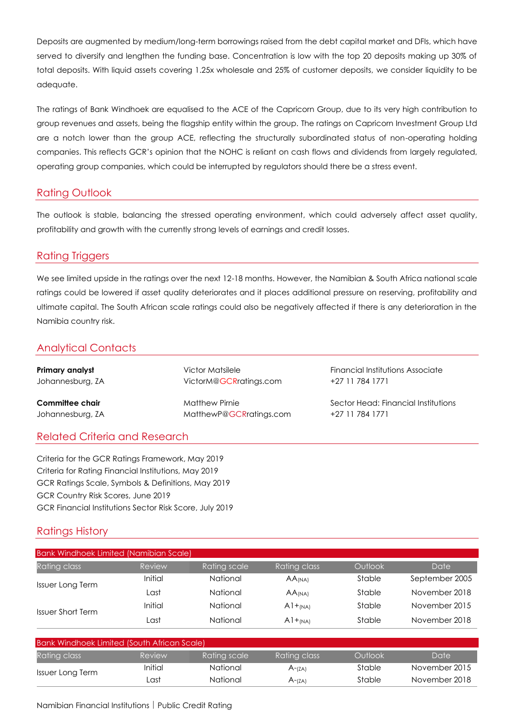Deposits are augmented by medium/long-term borrowings raised from the debt capital market and DFIs, which have served to diversify and lengthen the funding base. Concentration is low with the top 20 deposits making up 30% of total deposits. With liquid assets covering 1.25x wholesale and 25% of customer deposits, we consider liquidity to be adequate.

The ratings of Bank Windhoek are equalised to the ACE of the Capricorn Group, due to its very high contribution to group revenues and assets, being the flagship entity within the group. The ratings on Capricorn Investment Group Ltd are a notch lower than the group ACE, reflecting the structurally subordinated status of non-operating holding companies. This reflects GCR's opinion that the NOHC is reliant on cash flows and dividends from largely regulated, operating group companies, which could be interrupted by regulators should there be a stress event.

## Rating Outlook

The outlook is stable, balancing the stressed operating environment, which could adversely affect asset quality, profitability and growth with the currently strong levels of earnings and credit losses.

## Rating Triggers

We see limited upside in the ratings over the next 12-18 months. However, the Namibian & South Africa national scale ratings could be lowered if asset quality deteriorates and it places additional pressure on reserving, profitability and ultimate capital. The South African scale ratings could also be negatively affected if there is any deterioration in the Namibia country risk.

## Analytical Contacts

| | | |
|---|---|---|
| **Primary analyst** Johannesburg, ZA | Victor Matsilele VictorM@GCRratings.com | Financial Institutions Associate +27 11 784 1771 |
| **Committee chair** Johannesburg, ZA | Matthew Pirnie MatthewP@GCRratings.com | Sector Head: Financial Institutions +27 11 784 1771 |

## Related Criteria and Research

Criteria for the GCR Ratings Framework, May 2019
Criteria for Rating Financial Institutions, May 2019
GCR Ratings Scale, Symbols & Definitions, May 2019
GCR Country Risk Scores, June 2019
GCR Financial Institutions Sector Risk Score, July 2019

## Ratings History

**Bank Windhoek Limited (Namibian Scale)**

| Rating class | Review | Rating scale | Rating class | Outlook | Date |
|---|---|---|---|---|---|
| Issuer Long Term | Initial | National | $AA_{(NA)}$ | Stable | September 2005 |
| | Last | National | $AA_{(NA)}$ | Stable | November 2018 |
| Issuer Short Term | Initial | National | $A1+_{(NA)}$ | Stable | November 2015 |
| | Last | National | $A1+_{(NA)}$ | Stable | November 2018 |

**Bank Windhoek Limited (South African Scale)**

| Rating class | Review | Rating scale | Rating class | Outlook | Date |
|---|---|---|---|---|---|
| Issuer Long Term | Initial | National | $A-_{(ZA)}$ | Stable | November 2015 |
| | Last | National | $A-_{(ZA)}$ | Stable | November 2018 |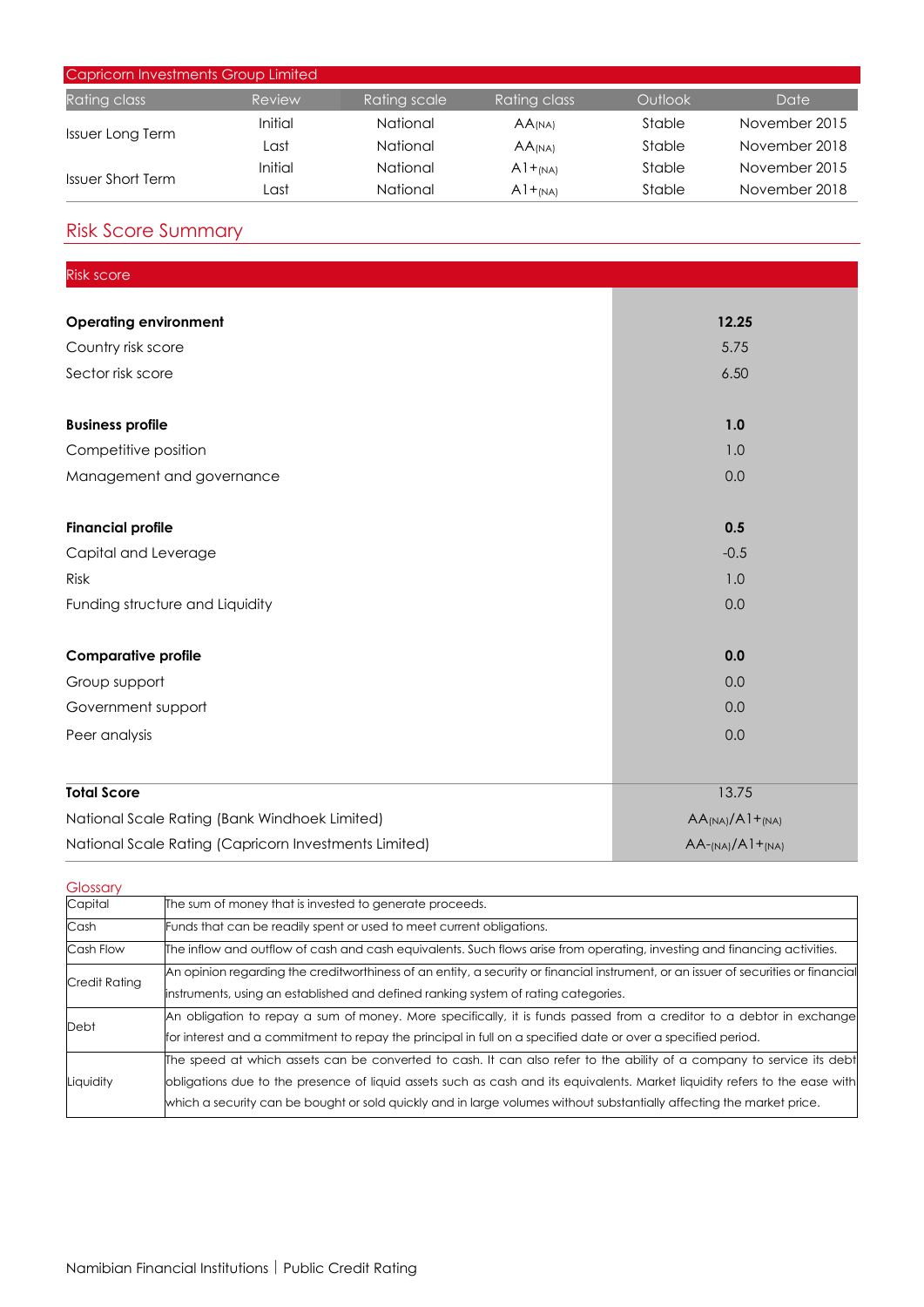| Capricorn Investments Group Limited | | | | | |
|---|---|---|---|---|---|
| Rating class | Review | Rating scale | Rating class | Outlook | Date |
| Issuer Long Term | Initial | National | AA(NA) | Stable | November 2015 |
| | Last | National | AA(NA) | Stable | November 2018 |
| Issuer Short Term | Initial | National | A1+(NA) | Stable | November 2015 |
| | Last | National | A1+(NA) | Stable | November 2018 |

## Risk Score Summary

| Risk score | |
|---|---|
| **Operating environment** | **12.25** |
| Country risk score | 5.75 |
| Sector risk score | 6.50 |
| **Business profile** | **1.0** |
| Competitive position | 1.0 |
| Management and governance | 0.0 |
| **Financial profile** | **0.5** |
| Capital and Leverage | -0.5 |
| Risk | 1.0 |
| Funding structure and Liquidity | 0.0 |
| **Comparative profile** | **0.0** |
| Group support | 0.0 |
| Government support | 0.0 |
| Peer analysis | 0.0 |
| **Total Score** | 13.75 |
| National Scale Rating (Bank Windhoek Limited) | AA(NA)/A1+(NA) |
| National Scale Rating (Capricorn Investments Limited) | AA-(NA)/A1+(NA) |

### Glossary

| | |
|---|---|
| Capital | The sum of money that is invested to generate proceeds. |
| Cash | Funds that can be readily spent or used to meet current obligations. |
| Cash Flow | The inflow and outflow of cash and cash equivalents. Such flows arise from operating, investing and financing activities. |
| Credit Rating | An opinion regarding the creditworthiness of an entity, a security or financial instrument, or an issuer of securities or financial instruments, using an established and defined ranking system of rating categories. |
| Debt | An obligation to repay a sum of money. More specifically, it is funds passed from a creditor to a debtor in exchange for interest and a commitment to repay the principal in full on a specified date or over a specified period. |
| Liquidity | The speed at which assets can be converted to cash. It can also refer to the ability of a company to service its debt obligations due to the presence of liquid assets such as cash and its equivalents. Market liquidity refers to the ease with which a security can be bought or sold quickly and in large volumes without substantially affecting the market price. |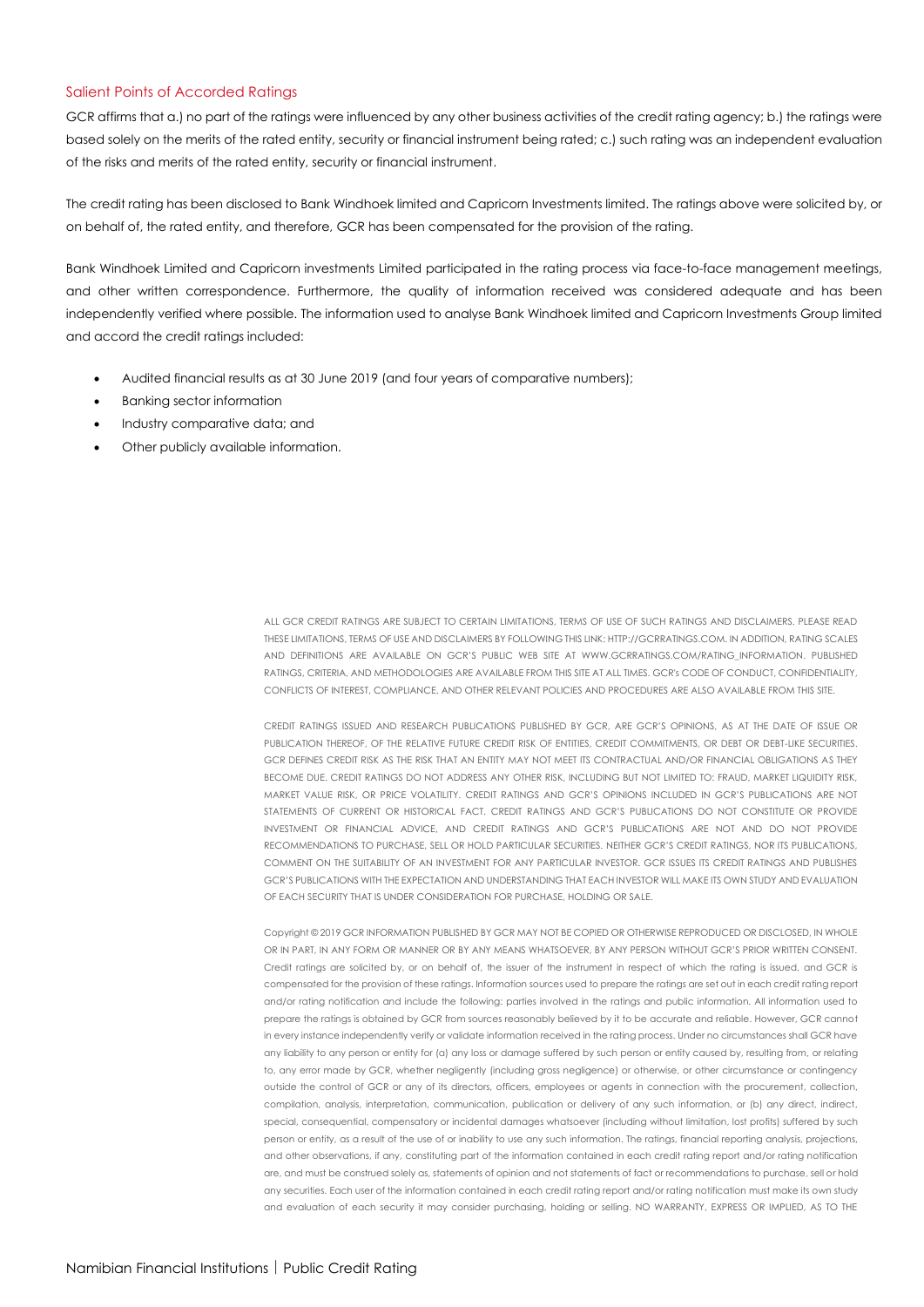## Salient Points of Accorded Ratings

GCR affirms that a.) no part of the ratings were influenced by any other business activities of the credit rating agency; b.) the ratings were based solely on the merits of the rated entity, security or financial instrument being rated; c.) such rating was an independent evaluation of the risks and merits of the rated entity, security or financial instrument.

The credit rating has been disclosed to Bank Windhoek limited and Capricorn Investments limited. The ratings above were solicited by, or on behalf of, the rated entity, and therefore, GCR has been compensated for the provision of the rating.

Bank Windhoek Limited and Capricorn investments Limited participated in the rating process via face-to-face management meetings, and other written correspondence. Furthermore, the quality of information received was considered adequate and has been independently verified where possible. The information used to analyse Bank Windhoek limited and Capricorn Investments Group limited and accord the credit ratings included:

- Audited financial results as at 30 June 2019 (and four years of comparative numbers);
- Banking sector information
- Industry comparative data; and
- Other publicly available information.

ALL GCR CREDIT RATINGS ARE SUBJECT TO CERTAIN LIMITATIONS, TERMS OF USE OF SUCH RATINGS AND DISCLAIMERS. PLEASE READ THESE LIMITATIONS, TERMS OF USE AND DISCLAIMERS BY FOLLOWING THIS LINK: HTTP://GCRRATINGS.COM. IN ADDITION, RATING SCALES AND DEFINITIONS ARE AVAILABLE ON GCR'S PUBLIC WEB SITE AT WWW.GCRRATINGS.COM/RATING_INFORMATION. PUBLISHED RATINGS, CRITERIA, AND METHODOLOGIES ARE AVAILABLE FROM THIS SITE AT ALL TIMES. GCR's CODE OF CONDUCT, CONFIDENTIALITY, CONFLICTS OF INTEREST, COMPLIANCE, AND OTHER RELEVANT POLICIES AND PROCEDURES ARE ALSO AVAILABLE FROM THIS SITE.

CREDIT RATINGS ISSUED AND RESEARCH PUBLICATIONS PUBLISHED BY GCR, ARE GCR'S OPINIONS, AS AT THE DATE OF ISSUE OR PUBLICATION THEREOF, OF THE RELATIVE FUTURE CREDIT RISK OF ENTITIES, CREDIT COMMITMENTS, OR DEBT OR DEBT-LIKE SECURITIES. GCR DEFINES CREDIT RISK AS THE RISK THAT AN ENTITY MAY NOT MEET ITS CONTRACTUAL AND/OR FINANCIAL OBLIGATIONS AS THEY BECOME DUE. CREDIT RATINGS DO NOT ADDRESS ANY OTHER RISK, INCLUDING BUT NOT LIMITED TO: FRAUD, MARKET LIQUIDITY RISK, MARKET VALUE RISK, OR PRICE VOLATILITY. CREDIT RATINGS AND GCR'S OPINIONS INCLUDED IN GCR'S PUBLICATIONS ARE NOT STATEMENTS OF CURRENT OR HISTORICAL FACT. CREDIT RATINGS AND GCR'S PUBLICATIONS DO NOT CONSTITUTE OR PROVIDE INVESTMENT OR FINANCIAL ADVICE, AND CREDIT RATINGS AND GCR'S PUBLICATIONS ARE NOT AND DO NOT PROVIDE RECOMMENDATIONS TO PURCHASE, SELL OR HOLD PARTICULAR SECURITIES. NEITHER GCR'S CREDIT RATINGS, NOR ITS PUBLICATIONS, COMMENT ON THE SUITABILITY OF AN INVESTMENT FOR ANY PARTICULAR INVESTOR. GCR ISSUES ITS CREDIT RATINGS AND PUBLISHES GCR'S PUBLICATIONS WITH THE EXPECTATION AND UNDERSTANDING THAT EACH INVESTOR WILL MAKE ITS OWN STUDY AND EVALUATION OF EACH SECURITY THAT IS UNDER CONSIDERATION FOR PURCHASE, HOLDING OR SALE.

Copyright © 2019 GCR INFORMATION PUBLISHED BY GCR MAY NOT BE COPIED OR OTHERWISE REPRODUCED OR DISCLOSED, IN WHOLE OR IN PART, IN ANY FORM OR MANNER OR BY ANY MEANS WHATSOEVER, BY ANY PERSON WITHOUT GCR'S PRIOR WRITTEN CONSENT. Credit ratings are solicited by, or on behalf of, the issuer of the instrument in respect of which the rating is issued, and GCR is compensated for the provision of these ratings. Information sources used to prepare the ratings are set out in each credit rating report and/or rating notification and include the following: parties involved in the ratings and public information. All information used to prepare the ratings is obtained by GCR from sources reasonably believed by it to be accurate and reliable. However, GCR cannot in every instance independently verify or validate information received in the rating process. Under no circumstances shall GCR have any liability to any person or entity for (a) any loss or damage suffered by such person or entity caused by, resulting from, or relating to, any error made by GCR, whether negligently (including gross negligence) or otherwise, or other circumstance or contingency outside the control of GCR or any of its directors, officers, employees or agents in connection with the procurement, collection, compilation, analysis, interpretation, communication, publication or delivery of any such information, or (b) any direct, indirect, special, consequential, compensatory or incidental damages whatsoever (including without limitation, lost profits) suffered by such person or entity, as a result of the use of or inability to use any such information. The ratings, financial reporting analysis, projections, and other observations, if any, constituting part of the information contained in each credit rating report and/or rating notification are, and must be construed solely as, statements of opinion and not statements of fact or recommendations to purchase, sell or hold any securities. Each user of the information contained in each credit rating report and/or rating notification must make its own study and evaluation of each security it may consider purchasing, holding or selling. NO WARRANTY, EXPRESS OR IMPLIED, AS TO THE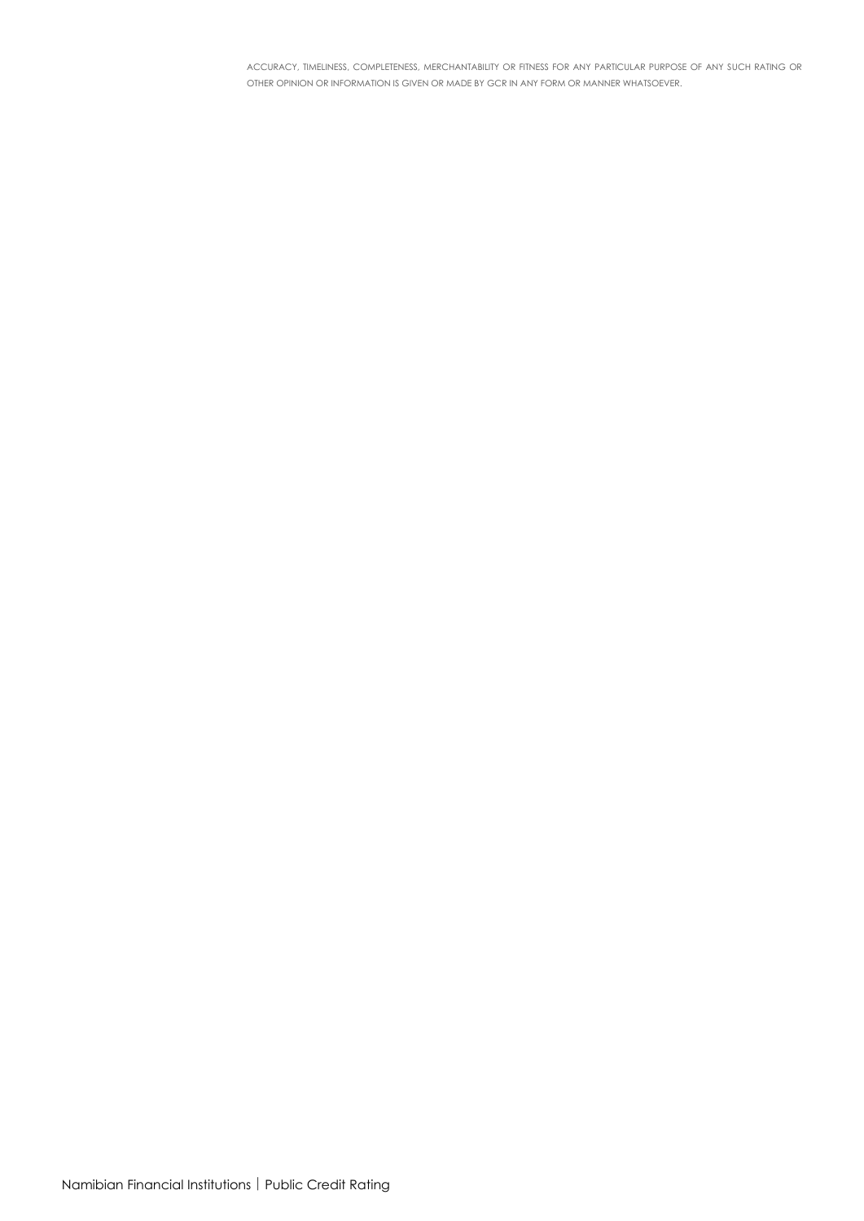ACCURACY, TIMELINESS, COMPLETENESS, MERCHANTABILITY OR FITNESS FOR ANY PARTICULAR PURPOSE OF ANY SUCH RATING OR OTHER OPINION OR INFORMATION IS GIVEN OR MADE BY GCR IN ANY FORM OR MANNER WHATSOEVER.